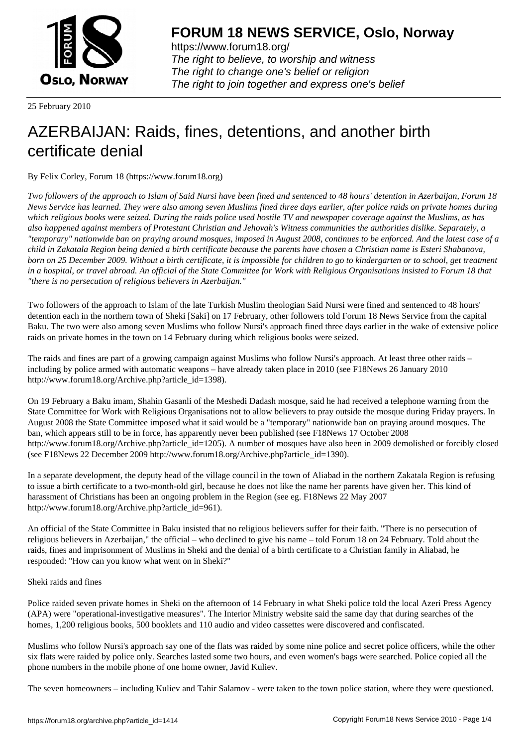**FORUM 18 NEWS SERVICE, Oslo, Norway**

https://www.forum18.org/
*The right to believe, to worship and witness*
*The right to change one's belief or religion*
*The right to join together and express one's belief*

25 February 2010

# AZERBAIJAN: Raids, fines, detentions, and another birth certificate denial

By Felix Corley, Forum 18 (https://www.forum18.org)

*Two followers of the approach to Islam of Said Nursi have been fined and sentenced to 48 hours' detention in Azerbaijan, Forum 18 News Service has learned. They were also among seven Muslims fined three days earlier, after police raids on private homes during which religious books were seized. During the raids police used hostile TV and newspaper coverage against the Muslims, as has also happened against members of Protestant Christian and Jehovah's Witness communities the authorities dislike. Separately, a "temporary" nationwide ban on praying around mosques, imposed in August 2008, continues to be enforced. And the latest case of a child in Zakatala Region being denied a birth certificate because the parents have chosen a Christian name is Esteri Shabanova, born on 25 December 2009. Without a birth certificate, it is impossible for children to go to kindergarten or to school, get treatment in a hospital, or travel abroad. An official of the State Committee for Work with Religious Organisations insisted to Forum 18 that "there is no persecution of religious believers in Azerbaijan."*

Two followers of the approach to Islam of the late Turkish Muslim theologian Said Nursi were fined and sentenced to 48 hours' detention each in the northern town of Sheki [Saki] on 17 February, other followers told Forum 18 News Service from the capital Baku. The two were also among seven Muslims who follow Nursi's approach fined three days earlier in the wake of extensive police raids on private homes in the town on 14 February during which religious books were seized.

The raids and fines are part of a growing campaign against Muslims who follow Nursi's approach. At least three other raids – including by police armed with automatic weapons – have already taken place in 2010 (see F18News 26 January 2010 http://www.forum18.org/Archive.php?article_id=1398).

On 19 February a Baku imam, Shahin Gasanli of the Meshedi Dadash mosque, said he had received a telephone warning from the State Committee for Work with Religious Organisations not to allow believers to pray outside the mosque during Friday prayers. In August 2008 the State Committee imposed what it said would be a "temporary" nationwide ban on praying around mosques. The ban, which appears still to be in force, has apparently never been published (see F18News 17 October 2008 http://www.forum18.org/Archive.php?article_id=1205). A number of mosques have also been in 2009 demolished or forcibly closed (see F18News 22 December 2009 http://www.forum18.org/Archive.php?article_id=1390).

In a separate development, the deputy head of the village council in the town of Aliabad in the northern Zakatala Region is refusing to issue a birth certificate to a two-month-old girl, because he does not like the name her parents have given her. This kind of harassment of Christians has been an ongoing problem in the Region (see eg. F18News 22 May 2007 http://www.forum18.org/Archive.php?article_id=961).

An official of the State Committee in Baku insisted that no religious believers suffer for their faith. "There is no persecution of religious believers in Azerbaijan," the official – who declined to give his name – told Forum 18 on 24 February. Told about the raids, fines and imprisonment of Muslims in Sheki and the denial of a birth certificate to a Christian family in Aliabad, he responded: "How can you know what went on in Sheki?"

Sheki raids and fines

Police raided seven private homes in Sheki on the afternoon of 14 February in what Sheki police told the local Azeri Press Agency (APA) were "operational-investigative measures". The Interior Ministry website said the same day that during searches of the homes, 1,200 religious books, 500 booklets and 110 audio and video cassettes were discovered and confiscated.

Muslims who follow Nursi's approach say one of the flats was raided by some nine police and secret police officers, while the other six flats were raided by police only. Searches lasted some two hours, and even women's bags were searched. Police copied all the phone numbers in the mobile phone of one home owner, Javid Kuliev.

The seven homeowners – including Kuliev and Tahir Salamov - were taken to the town police station, where they were questioned.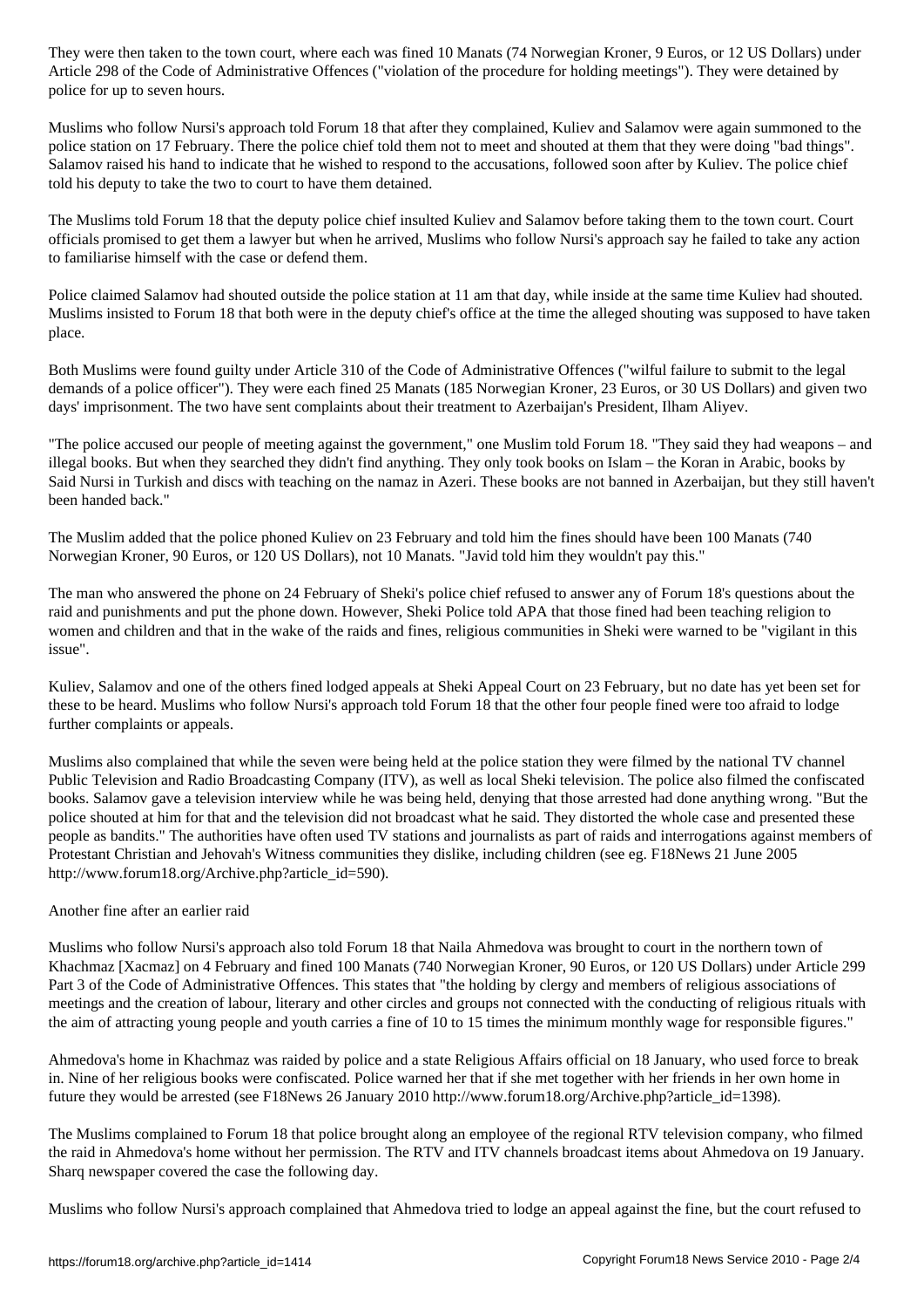They were then taken to the town court, where each was fined 10 Manats (74 Norwegian Kroner, 9 Euros, or 12 US Dollars) under Article 298 of the Code of Administrative Offences ("violation of the procedure for holding meetings"). They were detained by police for up to seven hours.

Muslims who follow Nursi's approach told Forum 18 that after they complained, Kuliev and Salamov were again summoned to the police station on 17 February. There the police chief told them not to meet and shouted at them that they were doing "bad things". Salamov raised his hand to indicate that he wished to respond to the accusations, followed soon after by Kuliev. The police chief told his deputy to take the two to court to have them detained.

The Muslims told Forum 18 that the deputy police chief insulted Kuliev and Salamov before taking them to the town court. Court officials promised to get them a lawyer but when he arrived, Muslims who follow Nursi's approach say he failed to take any action to familiarise himself with the case or defend them.

Police claimed Salamov had shouted outside the police station at 11 am that day, while inside at the same time Kuliev had shouted. Muslims insisted to Forum 18 that both were in the deputy chief's office at the time the alleged shouting was supposed to have taken place.

Both Muslims were found guilty under Article 310 of the Code of Administrative Offences ("wilful failure to submit to the legal demands of a police officer"). They were each fined 25 Manats (185 Norwegian Kroner, 23 Euros, or 30 US Dollars) and given two days' imprisonment. The two have sent complaints about their treatment to Azerbaijan's President, Ilham Aliyev.

"The police accused our people of meeting against the government," one Muslim told Forum 18. "They said they had weapons – and illegal books. But when they searched they didn't find anything. They only took books on Islam – the Koran in Arabic, books by Said Nursi in Turkish and discs with teaching on the namaz in Azeri. These books are not banned in Azerbaijan, but they still haven't been handed back."

The Muslim added that the police phoned Kuliev on 23 February and told him the fines should have been 100 Manats (740 Norwegian Kroner, 90 Euros, or 120 US Dollars), not 10 Manats. "Javid told him they wouldn't pay this."

The man who answered the phone on 24 February of Sheki's police chief refused to answer any of Forum 18's questions about the raid and punishments and put the phone down. However, Sheki Police told APA that those fined had been teaching religion to women and children and that in the wake of the raids and fines, religious communities in Sheki were warned to be "vigilant in this issue".

Kuliev, Salamov and one of the others fined lodged appeals at Sheki Appeal Court on 23 February, but no date has yet been set for these to be heard. Muslims who follow Nursi's approach told Forum 18 that the other four people fined were too afraid to lodge further complaints or appeals.

Muslims also complained that while the seven were being held at the police station they were filmed by the national TV channel Public Television and Radio Broadcasting Company (ITV), as well as local Sheki television. The police also filmed the confiscated books. Salamov gave a television interview while he was being held, denying that those arrested had done anything wrong. "But the police shouted at him for that and the television did not broadcast what he said. They distorted the whole case and presented these people as bandits." The authorities have often used TV stations and journalists as part of raids and interrogations against members of Protestant Christian and Jehovah's Witness communities they dislike, including children (see eg. F18News 21 June 2005 http://www.forum18.org/Archive.php?article_id=590).

## Another fine after an earlier raid

Muslims who follow Nursi's approach also told Forum 18 that Naila Ahmedova was brought to court in the northern town of Khachmaz [Xacmaz] on 4 February and fined 100 Manats (740 Norwegian Kroner, 90 Euros, or 120 US Dollars) under Article 299 Part 3 of the Code of Administrative Offences. This states that "the holding by clergy and members of religious associations of meetings and the creation of labour, literary and other circles and groups not connected with the conducting of religious rituals with the aim of attracting young people and youth carries a fine of 10 to 15 times the minimum monthly wage for responsible figures."

Ahmedova's home in Khachmaz was raided by police and a state Religious Affairs official on 18 January, who used force to break in. Nine of her religious books were confiscated. Police warned her that if she met together with her friends in her own home in future they would be arrested (see F18News 26 January 2010 http://www.forum18.org/Archive.php?article_id=1398).

The Muslims complained to Forum 18 that police brought along an employee of the regional RTV television company, who filmed the raid in Ahmedova's home without her permission. The RTV and ITV channels broadcast items about Ahmedova on 19 January. Sharq newspaper covered the case the following day.

Muslims who follow Nursi's approach complained that Ahmedova tried to lodge an appeal against the fine, but the court refused to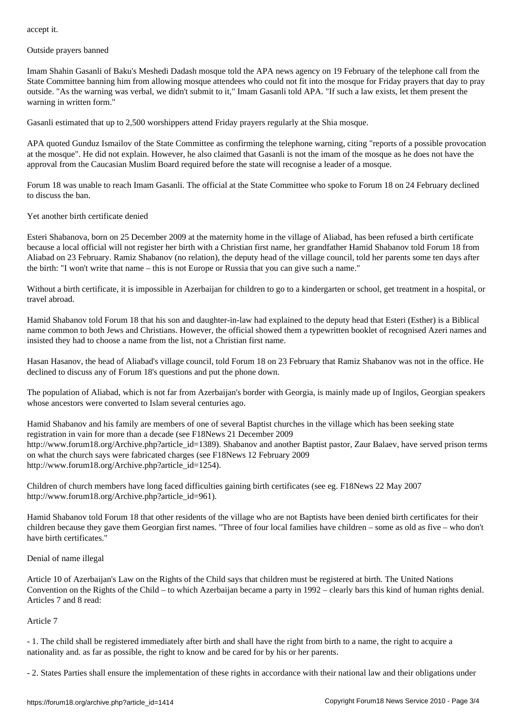accept it.

## Outside prayers banned

Imam Shahin Gasanli of Baku's Meshedi Dadash mosque told the APA news agency on 19 February of the telephone call from the State Committee banning him from allowing mosque attendees who could not fit into the mosque for Friday prayers that day to pray outside. "As the warning was verbal, we didn't submit to it," Imam Gasanli told APA. "If such a law exists, let them present the warning in written form."

Gasanli estimated that up to 2,500 worshippers attend Friday prayers regularly at the Shia mosque.

APA quoted Gunduz Ismailov of the State Committee as confirming the telephone warning, citing "reports of a possible provocation at the mosque". He did not explain. However, he also claimed that Gasanli is not the imam of the mosque as he does not have the approval from the Caucasian Muslim Board required before the state will recognise a leader of a mosque.

Forum 18 was unable to reach Imam Gasanli. The official at the State Committee who spoke to Forum 18 on 24 February declined to discuss the ban.

## Yet another birth certificate denied

Esteri Shabanova, born on 25 December 2009 at the maternity home in the village of Aliabad, has been refused a birth certificate because a local official will not register her birth with a Christian first name, her grandfather Hamid Shabanov told Forum 18 from Aliabad on 23 February. Ramiz Shabanov (no relation), the deputy head of the village council, told her parents some ten days after the birth: "I won't write that name – this is not Europe or Russia that you can give such a name."

Without a birth certificate, it is impossible in Azerbaijan for children to go to a kindergarten or school, get treatment in a hospital, or travel abroad.

Hamid Shabanov told Forum 18 that his son and daughter-in-law had explained to the deputy head that Esteri (Esther) is a Biblical name common to both Jews and Christians. However, the official showed them a typewritten booklet of recognised Azeri names and insisted they had to choose a name from the list, not a Christian first name.

Hasan Hasanov, the head of Aliabad's village council, told Forum 18 on 23 February that Ramiz Shabanov was not in the office. He declined to discuss any of Forum 18's questions and put the phone down.

The population of Aliabad, which is not far from Azerbaijan's border with Georgia, is mainly made up of Ingilos, Georgian speakers whose ancestors were converted to Islam several centuries ago.

Hamid Shabanov and his family are members of one of several Baptist churches in the village which has been seeking state registration in vain for more than a decade (see F18News 21 December 2009 http://www.forum18.org/Archive.php?article_id=1389). Shabanov and another Baptist pastor, Zaur Balaev, have served prison terms on what the church says were fabricated charges (see F18News 12 February 2009 http://www.forum18.org/Archive.php?article_id=1254).

Children of church members have long faced difficulties gaining birth certificates (see eg. F18News 22 May 2007 http://www.forum18.org/Archive.php?article_id=961).

Hamid Shabanov told Forum 18 that other residents of the village who are not Baptists have been denied birth certificates for their children because they gave them Georgian first names. "Three of four local families have children – some as old as five – who don't have birth certificates."

## Denial of name illegal

Article 10 of Azerbaijan's Law on the Rights of the Child says that children must be registered at birth. The United Nations Convention on the Rights of the Child – to which Azerbaijan became a party in 1992 – clearly bars this kind of human rights denial. Articles 7 and 8 read:

Article 7

- 1. The child shall be registered immediately after birth and shall have the right from birth to a name, the right to acquire a nationality and. as far as possible, the right to know and be cared for by his or her parents.

- 2. States Parties shall ensure the implementation of these rights in accordance with their national law and their obligations under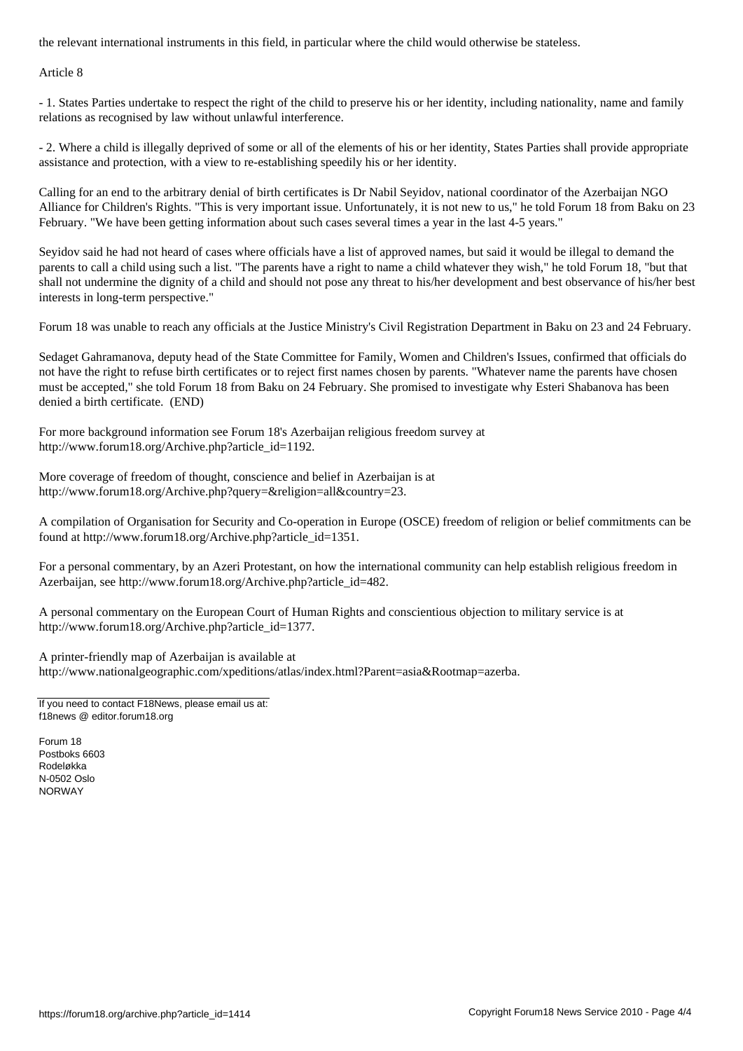the relevant international instruments in this field, in particular where the child would otherwise be stateless.

Article 8

- 1. States Parties undertake to respect the right of the child to preserve his or her identity, including nationality, name and family relations as recognised by law without unlawful interference.

- 2. Where a child is illegally deprived of some or all of the elements of his or her identity, States Parties shall provide appropriate assistance and protection, with a view to re-establishing speedily his or her identity.

Calling for an end to the arbitrary denial of birth certificates is Dr Nabil Seyidov, national coordinator of the Azerbaijan NGO Alliance for Children's Rights. "This is very important issue. Unfortunately, it is not new to us," he told Forum 18 from Baku on 23 February. "We have been getting information about such cases several times a year in the last 4-5 years."

Seyidov said he had not heard of cases where officials have a list of approved names, but said it would be illegal to demand the parents to call a child using such a list. "The parents have a right to name a child whatever they wish," he told Forum 18, "but that shall not undermine the dignity of a child and should not pose any threat to his/her development and best observance of his/her best interests in long-term perspective."

Forum 18 was unable to reach any officials at the Justice Ministry's Civil Registration Department in Baku on 23 and 24 February.

Sedaget Gahramanova, deputy head of the State Committee for Family, Women and Children's Issues, confirmed that officials do not have the right to refuse birth certificates or to reject first names chosen by parents. "Whatever name the parents have chosen must be accepted," she told Forum 18 from Baku on 24 February. She promised to investigate why Esteri Shabanova has been denied a birth certificate. (END)

For more background information see Forum 18's Azerbaijan religious freedom survey at http://www.forum18.org/Archive.php?article_id=1192.

More coverage of freedom of thought, conscience and belief in Azerbaijan is at http://www.forum18.org/Archive.php?query=&religion=all&country=23.

A compilation of Organisation for Security and Co-operation in Europe (OSCE) freedom of religion or belief commitments can be found at http://www.forum18.org/Archive.php?article_id=1351.

For a personal commentary, by an Azeri Protestant, on how the international community can help establish religious freedom in Azerbaijan, see http://www.forum18.org/Archive.php?article_id=482.

A personal commentary on the European Court of Human Rights and conscientious objection to military service is at http://www.forum18.org/Archive.php?article_id=1377.

A printer-friendly map of Azerbaijan is available at http://www.nationalgeographic.com/xpeditions/atlas/index.html?Parent=asia&Rootmap=azerba.

---

If you need to contact F18News, please email us at:
f18news @ editor.forum18.org

Forum 18
Postboks 6603
Rodeløkka
N-0502 Oslo
NORWAY